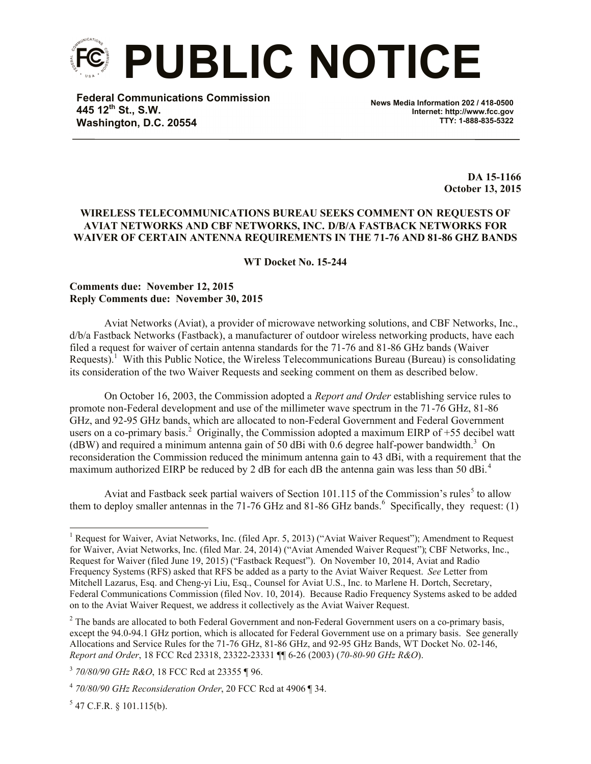# PUBLIC NOTICE

**Federal Communications Commission**
**445 12th St., S.W.**
**Washington, D.C. 20554**

**News Media Information 202 / 418-0500**
**Internet: http://www.fcc.gov**
**TTY: 1-888-835-5322**

**DA 15-1166**
**October 13, 2015**

**WIRELESS TELECOMMUNICATIONS BUREAU SEEKS COMMENT ON REQUESTS OF AVIAT NETWORKS AND CBF NETWORKS, INC. D/B/A FASTBACK NETWORKS FOR WAIVER OF CERTAIN ANTENNA REQUIREMENTS IN THE 71-76 AND 81-86 GHZ BANDS**

**WT Docket No. 15-244**

**Comments due: November 12, 2015**
**Reply Comments due: November 30, 2015**

Aviat Networks (Aviat), a provider of microwave networking solutions, and CBF Networks, Inc., d/b/a Fastback Networks (Fastback), a manufacturer of outdoor wireless networking products, have each filed a request for waiver of certain antenna standards for the 71-76 and 81-86 GHz bands (Waiver Requests).[1] With this Public Notice, the Wireless Telecommunications Bureau (Bureau) is consolidating its consideration of the two Waiver Requests and seeking comment on them as described below.

On October 16, 2003, the Commission adopted a *Report and Order* establishing service rules to promote non-Federal development and use of the millimeter wave spectrum in the 71-76 GHz, 81-86 GHz, and 92-95 GHz bands, which are allocated to non-Federal Government and Federal Government users on a co-primary basis.[2] Originally, the Commission adopted a maximum EIRP of +55 decibel watt (dBW) and required a minimum antenna gain of 50 dBi with 0.6 degree half-power bandwidth.[3] On reconsideration the Commission reduced the minimum antenna gain to 43 dBi, with a requirement that the maximum authorized EIRP be reduced by 2 dB for each dB the antenna gain was less than 50 dBi.[4]

Aviat and Fastback seek partial waivers of Section 101.115 of the Commission's rules[5] to allow them to deploy smaller antennas in the 71-76 GHz and 81-86 GHz bands.[6] Specifically, they request: (1)

---

[1] Request for Waiver, Aviat Networks, Inc. (filed Apr. 5, 2013) ("Aviat Waiver Request"); Amendment to Request for Waiver, Aviat Networks, Inc. (filed Mar. 24, 2014) ("Aviat Amended Waiver Request"); CBF Networks, Inc., Request for Waiver (filed June 19, 2015) ("Fastback Request"). On November 10, 2014, Aviat and Radio Frequency Systems (RFS) asked that RFS be added as a party to the Aviat Waiver Request. *See* Letter from Mitchell Lazarus, Esq. and Cheng-yi Liu, Esq., Counsel for Aviat U.S., Inc. to Marlene H. Dortch, Secretary, Federal Communications Commission (filed Nov. 10, 2014). Because Radio Frequency Systems asked to be added on to the Aviat Waiver Request, we address it collectively as the Aviat Waiver Request.

[2] The bands are allocated to both Federal Government and non-Federal Government users on a co-primary basis, except the 94.0-94.1 GHz portion, which is allocated for Federal Government use on a primary basis. See generally Allocations and Service Rules for the 71-76 GHz, 81-86 GHz, and 92-95 GHz Bands, WT Docket No. 02-146, *Report and Order*, 18 FCC Rcd 23318, 23322-23331 ¶¶ 6-26 (2003) (*70-80-90 GHz R&O*).

[3] *70/80/90 GHz R&O*, 18 FCC Rcd at 23355 ¶ 96.

[4] *70/80/90 GHz Reconsideration Order*, 20 FCC Rcd at 4906 ¶ 34.

[5] 47 C.F.R. § 101.115(b).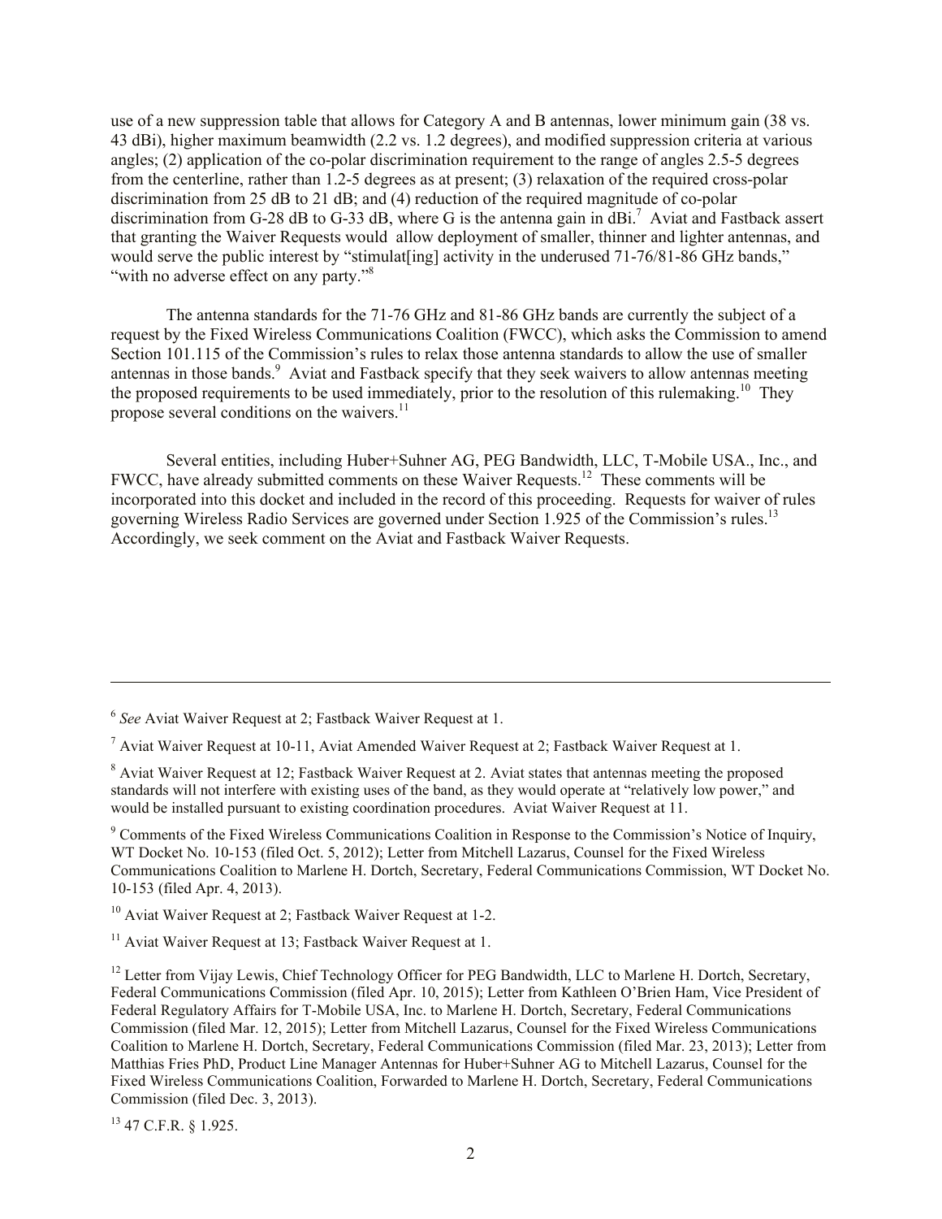use of a new suppression table that allows for Category A and B antennas, lower minimum gain (38 vs. 43 dBi), higher maximum beamwidth (2.2 vs. 1.2 degrees), and modified suppression criteria at various angles; (2) application of the co-polar discrimination requirement to the range of angles 2.5-5 degrees from the centerline, rather than 1.2-5 degrees as at present; (3) relaxation of the required cross-polar discrimination from 25 dB to 21 dB; and (4) reduction of the required magnitude of co-polar discrimination from G-28 dB to G-33 dB, where G is the antenna gain in dBi.[7] Aviat and Fastback assert that granting the Waiver Requests would allow deployment of smaller, thinner and lighter antennas, and would serve the public interest by "stimulat[ing] activity in the underused 71-76/81-86 GHz bands," "with no adverse effect on any party."[8]

The antenna standards for the 71-76 GHz and 81-86 GHz bands are currently the subject of a request by the Fixed Wireless Communications Coalition (FWCC), which asks the Commission to amend Section 101.115 of the Commission's rules to relax those antenna standards to allow the use of smaller antennas in those bands.[9] Aviat and Fastback specify that they seek waivers to allow antennas meeting the proposed requirements to be used immediately, prior to the resolution of this rulemaking.[10] They propose several conditions on the waivers.[11]

Several entities, including Huber+Suhner AG, PEG Bandwidth, LLC, T-Mobile USA., Inc., and FWCC, have already submitted comments on these Waiver Requests.[12] These comments will be incorporated into this docket and included in the record of this proceeding. Requests for waiver of rules governing Wireless Radio Services are governed under Section 1.925 of the Commission's rules.[13] Accordingly, we seek comment on the Aviat and Fastback Waiver Requests.

---

[6] *See* Aviat Waiver Request at 2; Fastback Waiver Request at 1.

[7] Aviat Waiver Request at 10-11, Aviat Amended Waiver Request at 2; Fastback Waiver Request at 1.

[8] Aviat Waiver Request at 12; Fastback Waiver Request at 2. Aviat states that antennas meeting the proposed standards will not interfere with existing uses of the band, as they would operate at "relatively low power," and would be installed pursuant to existing coordination procedures. Aviat Waiver Request at 11.

[9] Comments of the Fixed Wireless Communications Coalition in Response to the Commission's Notice of Inquiry, WT Docket No. 10-153 (filed Oct. 5, 2012); Letter from Mitchell Lazarus, Counsel for the Fixed Wireless Communications Coalition to Marlene H. Dortch, Secretary, Federal Communications Commission, WT Docket No. 10-153 (filed Apr. 4, 2013).

[10] Aviat Waiver Request at 2; Fastback Waiver Request at 1-2.

[11] Aviat Waiver Request at 13; Fastback Waiver Request at 1.

[12] Letter from Vijay Lewis, Chief Technology Officer for PEG Bandwidth, LLC to Marlene H. Dortch, Secretary, Federal Communications Commission (filed Apr. 10, 2015); Letter from Kathleen O'Brien Ham, Vice President of Federal Regulatory Affairs for T-Mobile USA, Inc. to Marlene H. Dortch, Secretary, Federal Communications Commission (filed Mar. 12, 2015); Letter from Mitchell Lazarus, Counsel for the Fixed Wireless Communications Coalition to Marlene H. Dortch, Secretary, Federal Communications Commission (filed Mar. 23, 2013); Letter from Matthias Fries PhD, Product Line Manager Antennas for Huber+Suhner AG to Mitchell Lazarus, Counsel for the Fixed Wireless Communications Coalition, Forwarded to Marlene H. Dortch, Secretary, Federal Communications Commission (filed Dec. 3, 2013).

[13] 47 C.F.R. § 1.925.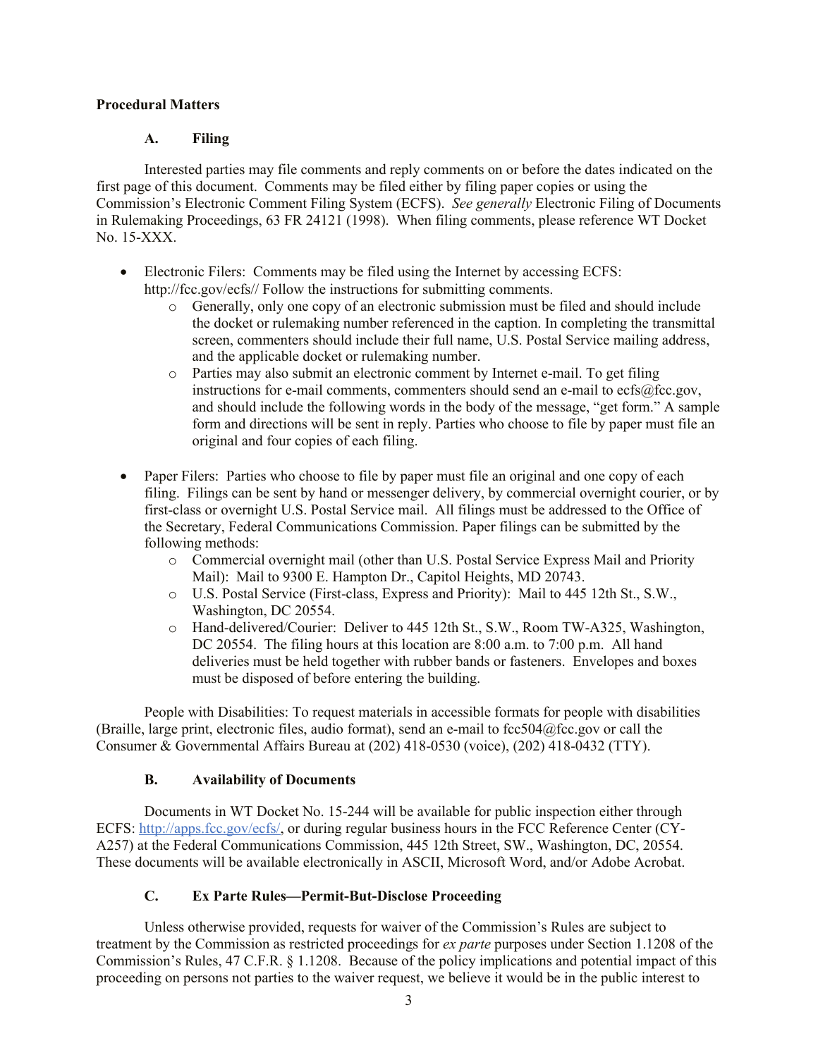**Procedural Matters**

**A. Filing**

Interested parties may file comments and reply comments on or before the dates indicated on the first page of this document. Comments may be filed either by filing paper copies or using the Commission's Electronic Comment Filing System (ECFS). *See generally* Electronic Filing of Documents in Rulemaking Proceedings, 63 FR 24121 (1998). When filing comments, please reference WT Docket No. 15-XXX.

- Electronic Filers: Comments may be filed using the Internet by accessing ECFS: http://fcc.gov/ecfs// Follow the instructions for submitting comments.
    - Generally, only one copy of an electronic submission must be filed and should include the docket or rulemaking number referenced in the caption. In completing the transmittal screen, commenters should include their full name, U.S. Postal Service mailing address, and the applicable docket or rulemaking number.
    - Parties may also submit an electronic comment by Internet e-mail. To get filing instructions for e-mail comments, commenters should send an e-mail to ecfs@fcc.gov, and should include the following words in the body of the message, "get form." A sample form and directions will be sent in reply. Parties who choose to file by paper must file an original and four copies of each filing.

- Paper Filers: Parties who choose to file by paper must file an original and one copy of each filing. Filings can be sent by hand or messenger delivery, by commercial overnight courier, or by first-class or overnight U.S. Postal Service mail. All filings must be addressed to the Office of the Secretary, Federal Communications Commission. Paper filings can be submitted by the following methods:
    - Commercial overnight mail (other than U.S. Postal Service Express Mail and Priority Mail): Mail to 9300 E. Hampton Dr., Capitol Heights, MD 20743.
    - U.S. Postal Service (First-class, Express and Priority): Mail to 445 12th St., S.W., Washington, DC 20554.
    - Hand-delivered/Courier: Deliver to 445 12th St., S.W., Room TW-A325, Washington, DC 20554. The filing hours at this location are 8:00 a.m. to 7:00 p.m. All hand deliveries must be held together with rubber bands or fasteners. Envelopes and boxes must be disposed of before entering the building.

People with Disabilities: To request materials in accessible formats for people with disabilities (Braille, large print, electronic files, audio format), send an e-mail to fcc504@fcc.gov or call the Consumer & Governmental Affairs Bureau at (202) 418-0530 (voice), (202) 418-0432 (TTY).

**B. Availability of Documents**

Documents in WT Docket No. 15-244 will be available for public inspection either through ECFS: http://apps.fcc.gov/ecfs/, or during regular business hours in the FCC Reference Center (CY-A257) at the Federal Communications Commission, 445 12th Street, SW., Washington, DC, 20554. These documents will be available electronically in ASCII, Microsoft Word, and/or Adobe Acrobat.

**C. Ex Parte Rules—Permit-But-Disclose Proceeding**

Unless otherwise provided, requests for waiver of the Commission's Rules are subject to treatment by the Commission as restricted proceedings for *ex parte* purposes under Section 1.1208 of the Commission's Rules, 47 C.F.R. § 1.1208. Because of the policy implications and potential impact of this proceeding on persons not parties to the waiver request, we believe it would be in the public interest to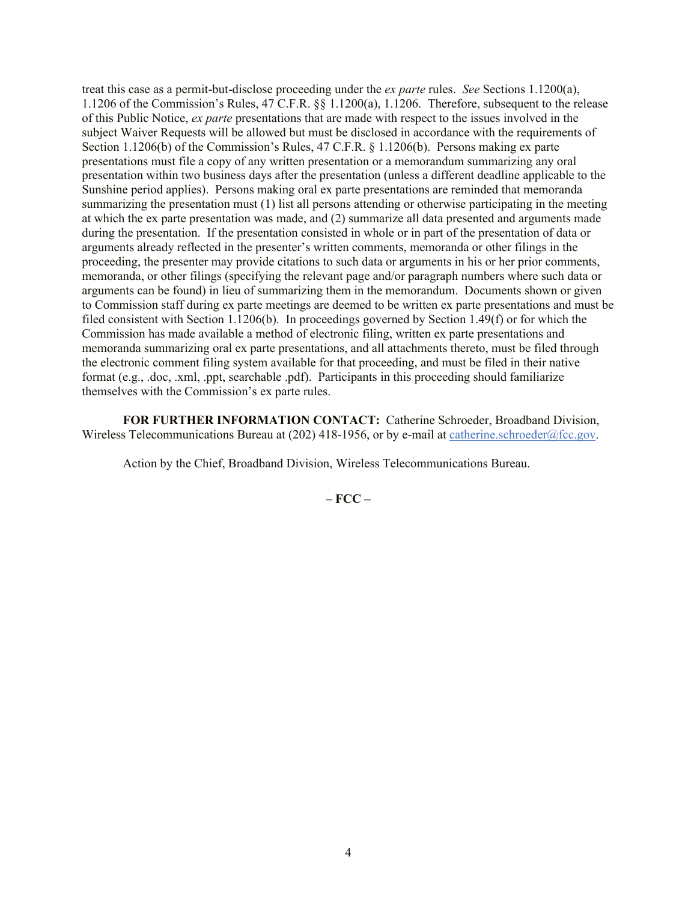treat this case as a permit-but-disclose proceeding under the *ex parte* rules. *See* Sections 1.1200(a), 1.1206 of the Commission's Rules, 47 C.F.R. §§ 1.1200(a), 1.1206. Therefore, subsequent to the release of this Public Notice, *ex parte* presentations that are made with respect to the issues involved in the subject Waiver Requests will be allowed but must be disclosed in accordance with the requirements of Section 1.1206(b) of the Commission's Rules, 47 C.F.R. § 1.1206(b). Persons making ex parte presentations must file a copy of any written presentation or a memorandum summarizing any oral presentation within two business days after the presentation (unless a different deadline applicable to the Sunshine period applies). Persons making oral ex parte presentations are reminded that memoranda summarizing the presentation must (1) list all persons attending or otherwise participating in the meeting at which the ex parte presentation was made, and (2) summarize all data presented and arguments made during the presentation. If the presentation consisted in whole or in part of the presentation of data or arguments already reflected in the presenter's written comments, memoranda or other filings in the proceeding, the presenter may provide citations to such data or arguments in his or her prior comments, memoranda, or other filings (specifying the relevant page and/or paragraph numbers where such data or arguments can be found) in lieu of summarizing them in the memorandum. Documents shown or given to Commission staff during ex parte meetings are deemed to be written ex parte presentations and must be filed consistent with Section 1.1206(b). In proceedings governed by Section 1.49(f) or for which the Commission has made available a method of electronic filing, written ex parte presentations and memoranda summarizing oral ex parte presentations, and all attachments thereto, must be filed through the electronic comment filing system available for that proceeding, and must be filed in their native format (e.g., .doc, .xml, .ppt, searchable .pdf). Participants in this proceeding should familiarize themselves with the Commission's ex parte rules.

**FOR FURTHER INFORMATION CONTACT:** Catherine Schroeder, Broadband Division, Wireless Telecommunications Bureau at (202) 418-1956, or by e-mail at catherine.schroeder@fcc.gov.

Action by the Chief, Broadband Division, Wireless Telecommunications Bureau.

**– FCC –**